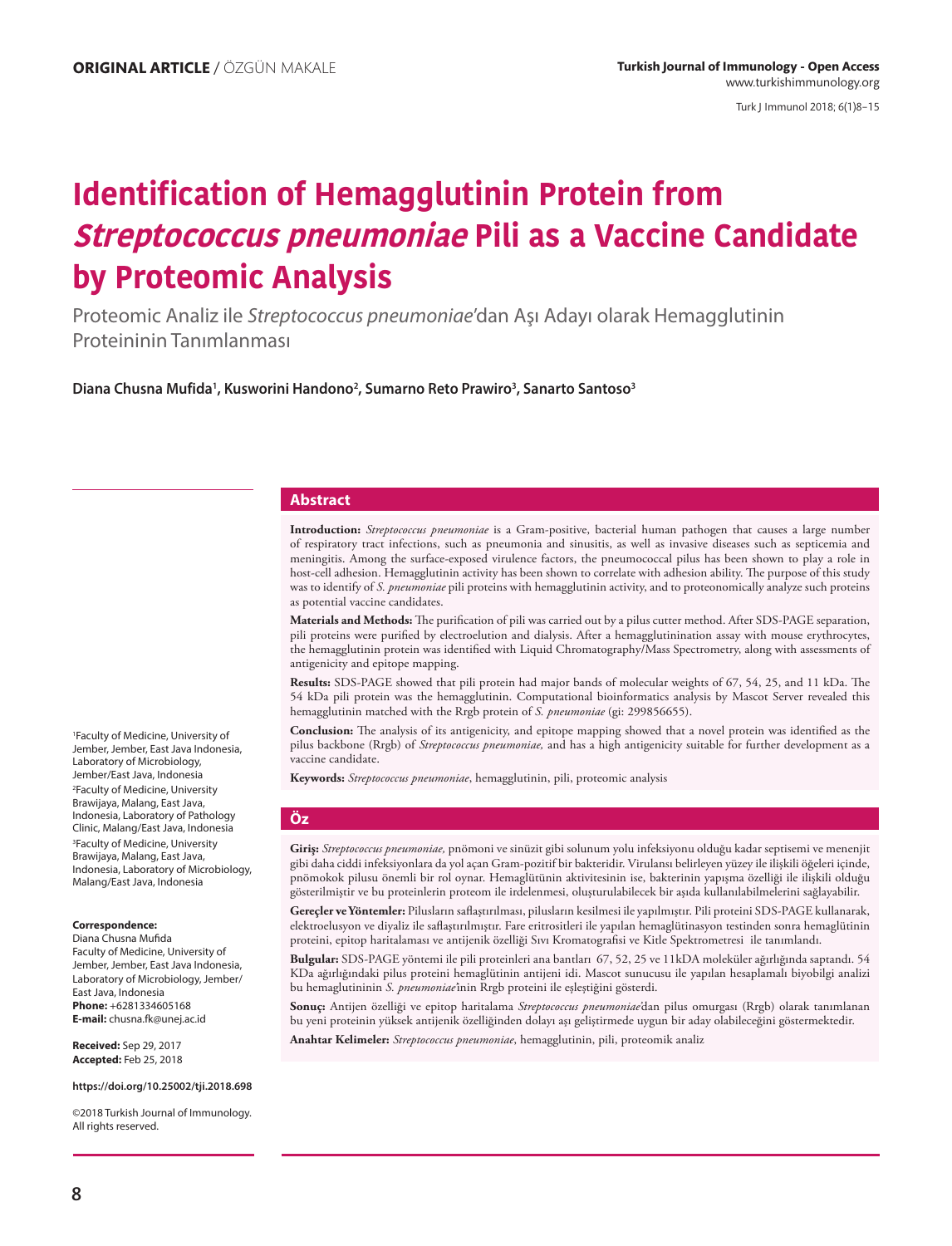ORIGINAL ARTICLE / ÖZGÜN MAKALE

# Identification of Hemagglutinin Protein from *Streptococcus pneumoniae* Pili as a Vaccine Candidate by Proteomic Analysis

Proteomic Analiz ile *Streptococcus pneumoniae*'dan Aşı Adayı olarak Hemagglutinin Proteininin Tanımlanması

**Diana Chusna Mufida[1], Kusworini Handono[2], Sumarno Reto Prawiro[3], Sanarto Santoso[3]**

[1]Faculty of Medicine, University of Jember, Jember, East Java Indonesia, Laboratory of Microbiology, Jember/East Java, Indonesia
[2]Faculty of Medicine, University Brawijaya, Malang, East Java, Indonesia, Laboratory of Pathology Clinic, Malang/East Java, Indonesia
[3]Faculty of Medicine, University Brawijaya, Malang, East Java, Indonesia, Laboratory of Microbiology, Malang/East Java, Indonesia

**Correspondence:**
Diana Chusna Mufida
Faculty of Medicine, University of Jember, Jember, East Java Indonesia, Laboratory of Microbiology, Jember/East Java, Indonesia
**Phone:** +6281334605168
**E-mail:** chusna.fk@unej.ac.id

**Received:** Sep 29, 2017
**Accepted:** Feb 25, 2018

**https://doi.org/10.25002/tji.2018.698**

©2018 Turkish Journal of Immunology. All rights reserved.

## Abstract

**Introduction:** *Streptococcus pneumoniae* is a Gram-positive, bacterial human pathogen that causes a large number of respiratory tract infections, such as pneumonia and sinusitis, as well as invasive diseases such as septicemia and meningitis. Among the surface-exposed virulence factors, the pneumococcal pilus has been shown to play a role in host-cell adhesion. Hemagglutinin activity has been shown to correlate with adhesion ability. The purpose of this study was to identify of *S. pneumoniae* pili proteins with hemagglutinin activity, and to proteonomically analyze such proteins as potential vaccine candidates.

**Materials and Methods:** The purification of pili was carried out by a pilus cutter method. After SDS-PAGE separation, pili proteins were purified by electroelution and dialysis. After a hemagglutinination assay with mouse erythrocytes, the hemagglutinin protein was identified with Liquid Chromatography/Mass Spectrometry, along with assessments of antigenicity and epitope mapping.

**Results:** SDS-PAGE showed that pili protein had major bands of molecular weights of 67, 54, 25, and 11 kDa. The 54 kDa pili protein was the hemagglutinin. Computational bioinformatics analysis by Mascot Server revealed this hemagglutinin matched with the Rrgb protein of *S. pneumoniae* (gi: 299856655).

**Conclusion:** The analysis of its antigenicity, and epitope mapping showed that a novel protein was identified as the pilus backbone (Rrgb) of *Streptococcus pneumoniae,* and has a high antigenicity suitable for further development as a vaccine candidate.

**Keywords:** *Streptococcus pneumoniae*, hemagglutinin, pili, proteomic analysis

## Öz

**Giriş:** *Streptococcus pneumoniae,* pnömoni ve sinüzit gibi solunum yolu infeksiyonu olduğu kadar septisemi ve menenjit gibi daha ciddi infeksiyonlara da yol açan Gram-pozitif bir bakteridir. Virulansı belirleyen yüzey ile ilişkili öğeleri içinde, pnömokok pilusu önemli bir rol oynar. Hemaglütünin aktivitesinin ise, bakterinin yapışma özelliği ile ilişkili olduğu gösterilmiştir ve bu proteinlerin proteom ile irdelenmesi, oluşturulabilecek bir aşıda kullanılabilmelerini sağlayabilir.

**Gereçler ve Yöntemler:** Pilusların saflaştırılması, pilusların kesilmesi ile yapılmıştır. Pili proteini SDS-PAGE kullanarak, elektroelusyon ve diyaliz ile saflaştırılmıştır. Fare eritrositleri ile yapılan hemaglütinasyon testinden sonra hemaglütinin proteini, epitop haritalaması ve antijenik özelliği Sıvı Kromatografisi ve Kitle Spektrometresi ile tanımlandı.

**Bulgular:** SDS-PAGE yöntemi ile pili proteinleri ana bantları 67, 52, 25 ve 11kDA moleküler ağırlığında saptandı. 54 KDa ağırlığındaki pilus proteini hemaglütinin antijeni idi. Mascot sunucusu ile yapılan hesaplamalı biyobilgi analizi bu hemaglutininin *S. pneumoniae*'inin Rrgb proteini ile eşleştiğini gösterdi.

**Sonuç:** Antijen özelliği ve epitop haritalama *Streptococcus pneumoniae*'dan pilus omurgası (Rrgb) olarak tanımlanan bu yeni proteinin yüksek antijenik özelliğinden dolayı aşı geliştirmede uygun bir aday olabileceğini göstermektedir.

**Anahtar Kelimeler:** *Streptococcus pneumoniae*, hemagglutinin, pili, proteomik analiz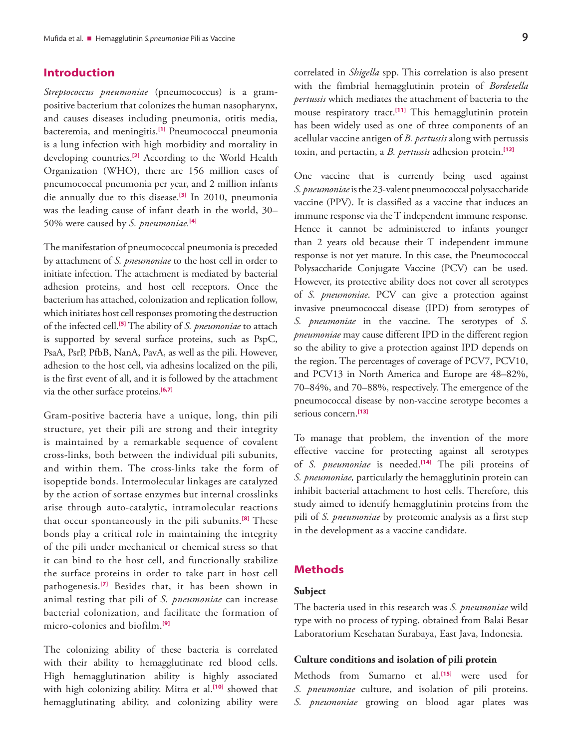## Introduction

*Streptococcus pneumoniae* (pneumococcus) is a gram-positive bacterium that colonizes the human nasopharynx, and causes diseases including pneumonia, otitis media, bacteremia, and meningitis.[1] Pneumococcal pneumonia is a lung infection with high morbidity and mortality in developing countries.[2] According to the World Health Organization (WHO), there are 156 million cases of pneumococcal pneumonia per year, and 2 million infants die annually due to this disease.[3] In 2010, pneumonia was the leading cause of infant death in the world, 30–50% were caused by *S. pneumoniae.*[4]

The manifestation of pneumococcal pneumonia is preceded by attachment of *S. pneumoniae* to the host cell in order to initiate infection. The attachment is mediated by bacterial adhesion proteins, and host cell receptors. Once the bacterium has attached, colonization and replication follow, which initiates host cell responses promoting the destruction of the infected cell.[5] The ability of *S. pneumoniae* to attach is supported by several surface proteins, such as PspC, PsaA, PsrP, PfbB, NanA, PavA, as well as the pili. However, adhesion to the host cell, via adhesins localized on the pili, is the first event of all, and it is followed by the attachment via the other surface proteins.[6,7]

Gram-positive bacteria have a unique, long, thin pili structure, yet their pili are strong and their integrity is maintained by a remarkable sequence of covalent cross-links, both between the individual pili subunits, and within them. The cross-links take the form of isopeptide bonds. Intermolecular linkages are catalyzed by the action of sortase enzymes but internal crosslinks arise through auto-catalytic, intramolecular reactions that occur spontaneously in the pili subunits.[8] These bonds play a critical role in maintaining the integrity of the pili under mechanical or chemical stress so that it can bind to the host cell, and functionally stabilize the surface proteins in order to take part in host cell pathogenesis.[7] Besides that, it has been shown in animal testing that pili of *S. pneumoniae* can increase bacterial colonization, and facilitate the formation of micro-colonies and biofilm.[9]

The colonizing ability of these bacteria is correlated with their ability to hemagglutinate red blood cells. High hemagglutination ability is highly associated with high colonizing ability. Mitra et al.[10] showed that hemagglutinating ability, and colonizing ability were correlated in *Shigella* spp. This correlation is also present with the fimbrial hemagglutinin protein of *Bordetella pertussis* which mediates the attachment of bacteria to the mouse respiratory tract.[11] This hemagglutinin protein has been widely used as one of three components of an acellular vaccine antigen of *B. pertussis* along with pertussis toxin, and pertactin, a *B. pertussis* adhesion protein.[12]

One vaccine that is currently being used against *S. pneumoniae* is the 23-valent pneumococcal polysaccharide vaccine (PPV). It is classified as a vaccine that induces an immune response via the T independent immune response. Hence it cannot be administered to infants younger than 2 years old because their T independent immune response is not yet mature. In this case, the Pneumococcal Polysaccharide Conjugate Vaccine (PCV) can be used. However, its protective ability does not cover all serotypes of *S. pneumoniae*. PCV can give a protection against invasive pneumococcal disease (IPD) from serotypes of *S. pneumoniae* in the vaccine. The serotypes of *S. pneumoniae* may cause different IPD in the different region so the ability to give a protection against IPD depends on the region. The percentages of coverage of PCV7, PCV10, and PCV13 in North America and Europe are 48–82%, 70–84%, and 70–88%, respectively. The emergence of the pneumococcal disease by non-vaccine serotype becomes a serious concern.[13]

To manage that problem, the invention of the more effective vaccine for protecting against all serotypes of *S. pneumoniae* is needed.[14] The pili proteins of *S. pneumoniae,* particularly the hemagglutinin protein can inhibit bacterial attachment to host cells. Therefore, this study aimed to identify hemagglutinin proteins from the pili of *S. pneumoniae* by proteomic analysis as a first step in the development as a vaccine candidate.

## Methods

### Subject

The bacteria used in this research was *S. pneumoniae* wild type with no process of typing, obtained from Balai Besar Laboratorium Kesehatan Surabaya, East Java, Indonesia.

### Culture conditions and isolation of pili protein

Methods from Sumarno et al.[15] were used for *S. pneumoniae* culture, and isolation of pili proteins. *S. pneumoniae* growing on blood agar plates was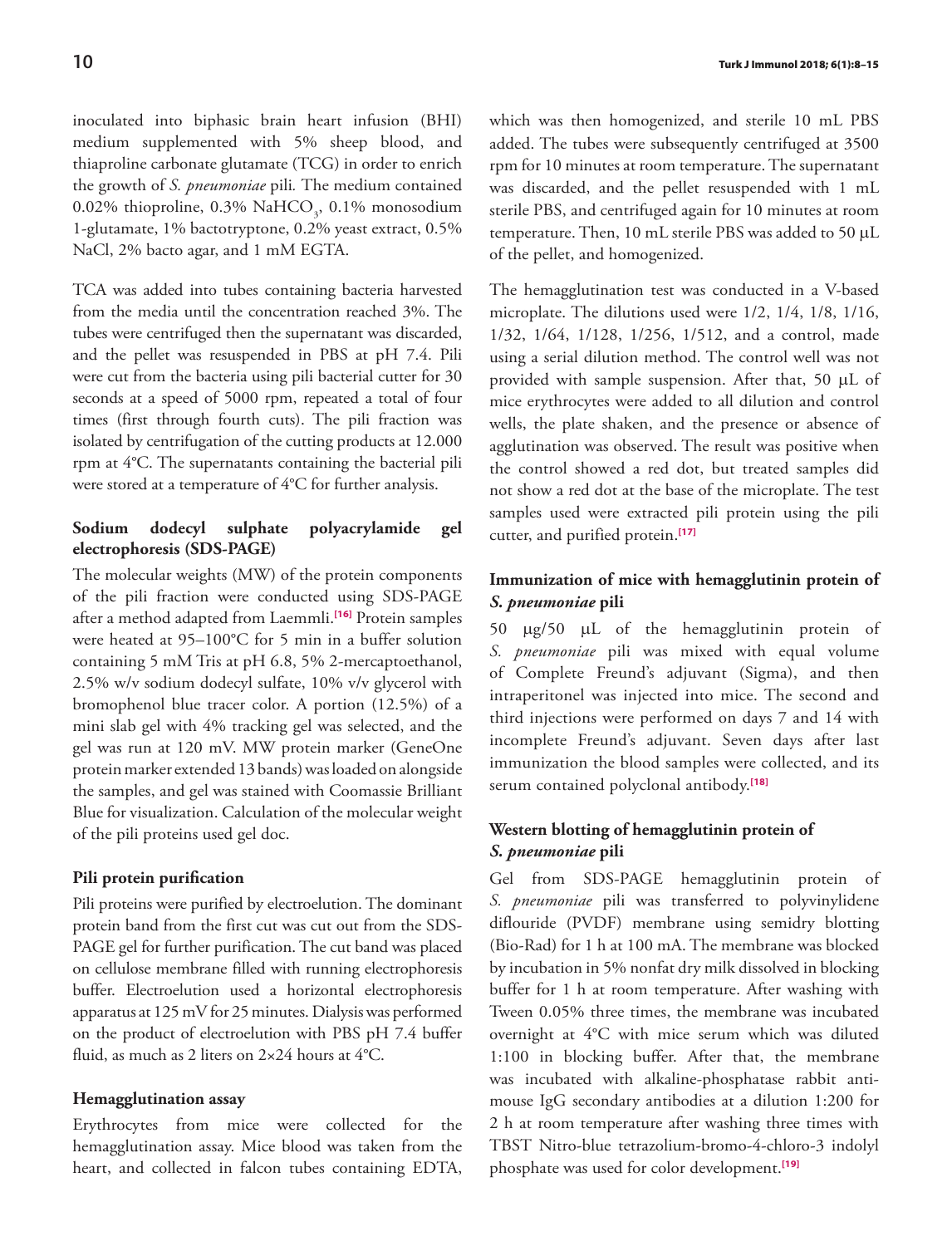inoculated into biphasic brain heart infusion (BHI) medium supplemented with 5% sheep blood, and thiaproline carbonate glutamate (TCG) in order to enrich the growth of *S. pneumoniae* pili. The medium contained 0.02% thioproline, 0.3% $NaHCO_3$, 0.1% monosodium 1-glutamate, 1% bactotryptone, 0.2% yeast extract, 0.5% NaCl, 2% bacto agar, and 1 mM EGTA.

TCA was added into tubes containing bacteria harvested from the media until the concentration reached 3%. The tubes were centrifuged then the supernatant was discarded, and the pellet was resuspended in PBS at pH 7.4. Pili were cut from the bacteria using pili bacterial cutter for 30 seconds at a speed of 5000 rpm, repeated a total of four times (first through fourth cuts). The pili fraction was isolated by centrifugation of the cutting products at 12.000 rpm at 4°C. The supernatants containing the bacterial pili were stored at a temperature of 4°C for further analysis.

## Sodium dodecyl sulphate polyacrylamide gel electrophoresis (SDS-PAGE)

The molecular weights (MW) of the protein components of the pili fraction were conducted using SDS-PAGE after a method adapted from Laemmli.[16] Protein samples were heated at 95–100°C for 5 min in a buffer solution containing 5 mM Tris at pH 6.8, 5% 2-mercaptoethanol, 2.5% w/v sodium dodecyl sulfate, 10% v/v glycerol with bromophenol blue tracer color. A portion (12.5%) of a mini slab gel with 4% tracking gel was selected, and the gel was run at 120 mV. MW protein marker (GeneOne protein marker extended 13 bands) was loaded on alongside the samples, and gel was stained with Coomassie Brilliant Blue for visualization. Calculation of the molecular weight of the pili proteins used gel doc.

## Pili protein purification

Pili proteins were purified by electroelution. The dominant protein band from the first cut was cut out from the SDS-PAGE gel for further purification. The cut band was placed on cellulose membrane filled with running electrophoresis buffer. Electroelution used a horizontal electrophoresis apparatus at 125 mV for 25 minutes. Dialysis was performed on the product of electroelution with PBS pH 7.4 buffer fluid, as much as 2 liters on 2×24 hours at 4°C.

## Hemagglutination assay

Erythrocytes from mice were collected for the hemagglutination assay. Mice blood was taken from the heart, and collected in falcon tubes containing EDTA, which was then homogenized, and sterile 10 mL PBS added. The tubes were subsequently centrifuged at 3500 rpm for 10 minutes at room temperature. The supernatant was discarded, and the pellet resuspended with 1 mL sterile PBS, and centrifuged again for 10 minutes at room temperature. Then, 10 mL sterile PBS was added to 50 µL of the pellet, and homogenized.

The hemagglutination test was conducted in a V-based microplate. The dilutions used were 1/2, 1/4, 1/8, 1/16, 1/32, 1/64, 1/128, 1/256, 1/512, and a control, made using a serial dilution method. The control well was not provided with sample suspension. After that, 50 µL of mice erythrocytes were added to all dilution and control wells, the plate shaken, and the presence or absence of agglutination was observed. The result was positive when the control showed a red dot, but treated samples did not show a red dot at the base of the microplate. The test samples used were extracted pili protein using the pili cutter, and purified protein.[17]

## Immunization of mice with hemagglutinin protein of *S. pneumoniae* pili

50 µg/50 µL of the hemagglutinin protein of *S. pneumoniae* pili was mixed with equal volume of Complete Freund's adjuvant (Sigma), and then intraperitonel was injected into mice. The second and third injections were performed on days 7 and 14 with incomplete Freund's adjuvant. Seven days after last immunization the blood samples were collected, and its serum contained polyclonal antibody.[18]

## Western blotting of hemagglutinin protein of *S. pneumoniae* pili

Gel from SDS-PAGE hemagglutinin protein of *S. pneumoniae* pili was transferred to polyvinylidene diflouride (PVDF) membrane using semidry blotting (Bio-Rad) for 1 h at 100 mA. The membrane was blocked by incubation in 5% nonfat dry milk dissolved in blocking buffer for 1 h at room temperature. After washing with Tween 0.05% three times, the membrane was incubated overnight at 4°C with mice serum which was diluted 1:100 in blocking buffer. After that, the membrane was incubated with alkaline-phosphatase rabbit anti-mouse IgG secondary antibodies at a dilution 1:200 for 2 h at room temperature after washing three times with TBST Nitro-blue tetrazolium-bromo-4-chloro-3 indolyl phosphate was used for color development.[19]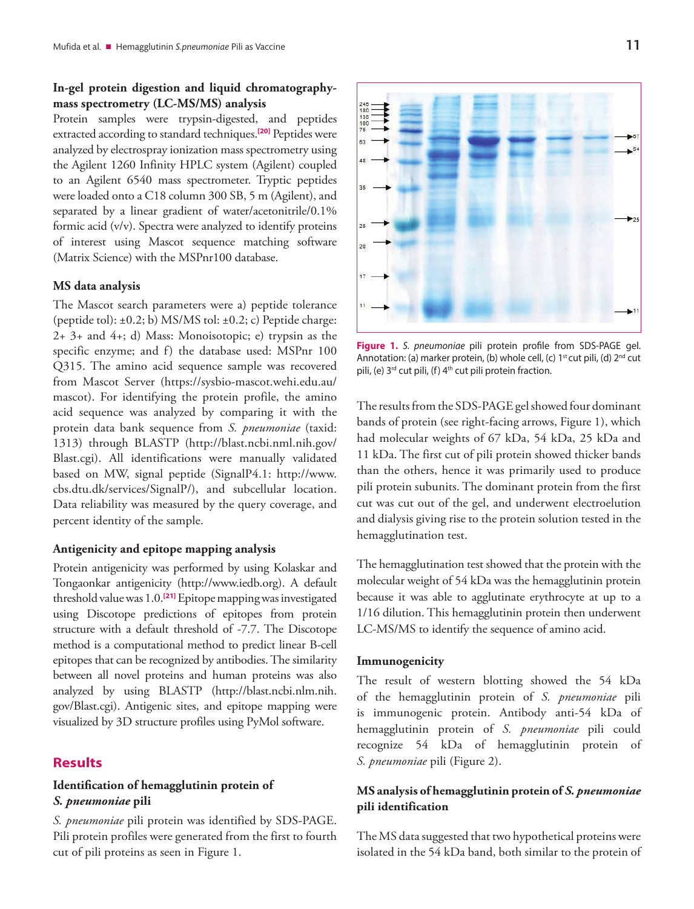### In-gel protein digestion and liquid chromatography-mass spectrometry (LC-MS/MS) analysis

Protein samples were trypsin-digested, and peptides extracted according to standard techniques.[20] Peptides were analyzed by electrospray ionization mass spectrometry using the Agilent 1260 Infinity HPLC system (Agilent) coupled to an Agilent 6540 mass spectrometer. Tryptic peptides were loaded onto a C18 column 300 SB, 5 m (Agilent), and separated by a linear gradient of water/acetonitrile/0.1% formic acid (v/v). Spectra were analyzed to identify proteins of interest using Mascot sequence matching software (Matrix Science) with the MSPnr100 database.

### MS data analysis

The Mascot search parameters were a) peptide tolerance (peptide tol): ±0.2; b) MS/MS tol: ±0.2; c) Peptide charge: 2+ 3+ and 4+; d) Mass: Monoisotopic; e) trypsin as the specific enzyme; and f) the database used: MSPnr 100 Q315. The amino acid sequence sample was recovered from Mascot Server (https://sysbio-mascot.wehi.edu.au/mascot). For identifying the protein profile, the amino acid sequence was analyzed by comparing it with the protein data bank sequence from *S. pneumoniae* (taxid: 1313) through BLASTP (http://blast.ncbi.nml.nih.gov/Blast.cgi). All identifications were manually validated based on MW, signal peptide (SignalP4.1: http://www.cbs.dtu.dk/services/SignalP/), and subcellular location. Data reliability was measured by the query coverage, and percent identity of the sample.

### Antigenicity and epitope mapping analysis

Protein antigenicity was performed by using Kolaskar and Tongaonkar antigenicity (http://www.iedb.org). A default threshold value was 1.0.[21] Epitope mapping was investigated using Discotope predictions of epitopes from protein structure with a default threshold of -7.7. The Discotope method is a computational method to predict linear B-cell epitopes that can be recognized by antibodies. The similarity between all novel proteins and human proteins was also analyzed by using BLASTP (http://blast.ncbi.nlm.nih.gov/Blast.cgi). Antigenic sites, and epitope mapping were visualized by 3D structure profiles using PyMol software.

## Results

### Identification of hemagglutinin protein of *S. pneumoniae* pili

*S. pneumoniae* pili protein was identified by SDS-PAGE. Pili protein profiles were generated from the first to fourth cut of pili proteins as seen in Figure 1.

**Figure 1.** *S. pneumoniae* pili protein profile from SDS-PAGE gel. Annotation: (a) marker protein, (b) whole cell, (c) 1st cut pili, (d) 2nd cut pili, (e) 3rd cut pili, (f) 4th cut pili protein fraction.

The results from the SDS-PAGE gel showed four dominant bands of protein (see right-facing arrows, Figure 1), which had molecular weights of 67 kDa, 54 kDa, 25 kDa and 11 kDa. The first cut of pili protein showed thicker bands than the others, hence it was primarily used to produce pili protein subunits. The dominant protein from the first cut was cut out of the gel, and underwent electroelution and dialysis giving rise to the protein solution tested in the hemagglutination test.

The hemagglutination test showed that the protein with the molecular weight of 54 kDa was the hemagglutinin protein because it was able to agglutinate erythrocyte at up to a 1/16 dilution. This hemagglutinin protein then underwent LC-MS/MS to identify the sequence of amino acid.

### Immunogenicity

The result of western blotting showed the 54 kDa of the hemagglutinin protein of *S. pneumoniae* pili is immunogenic protein. Antibody anti-54 kDa of hemagglutinin protein of *S. pneumoniae* pili could recognize 54 kDa of hemagglutinin protein of *S. pneumoniae* pili (Figure 2).

### MS analysis of hemagglutinin protein of *S. pneumoniae* pili identification

The MS data suggested that two hypothetical proteins were isolated in the 54 kDa band, both similar to the protein of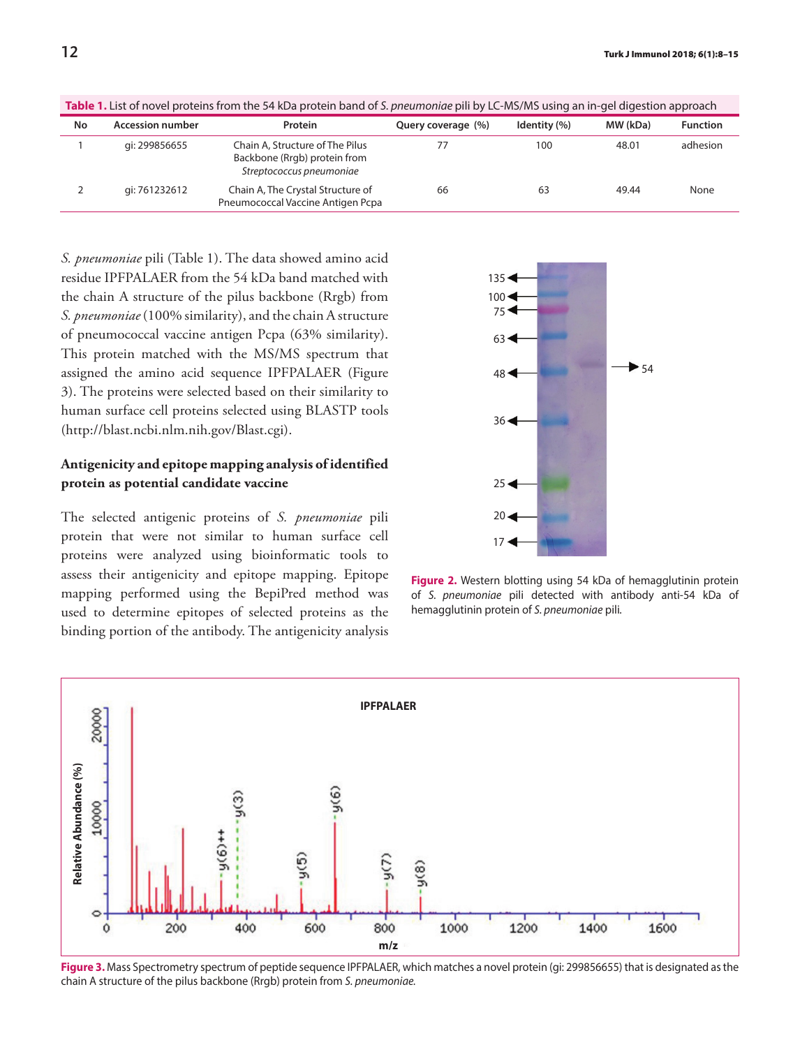**Table 1.** List of novel proteins from the 54 kDa protein band of *S. pneumoniae* pili by LC-MS/MS using an in-gel digestion approach

| No | Accession number | Protein | Query coverage (%) | Identity (%) | MW (kDa) | Function |
|---|---|---|---|---|---|---|
| 1 | gi: 299856655 | Chain A, Structure of The Pilus Backbone (Rrgb) protein from *Streptococcus pneumoniae* | 77 | 100 | 48.01 | adhesion |
| 2 | gi: 761232612 | Chain A, The Crystal Structure of Pneumococcal Vaccine Antigen Pcpa | 66 | 63 | 49.44 | None |

*S. pneumoniae* pili (Table 1). The data showed amino acid residue IPFPALAER from the 54 kDa band matched with the chain A structure of the pilus backbone (Rrgb) from *S. pneumoniae* (100% similarity), and the chain A structure of pneumococcal vaccine antigen Pcpa (63% similarity). This protein matched with the MS/MS spectrum that assigned the amino acid sequence IPFPALAER (Figure 3). The proteins were selected based on their similarity to human surface cell proteins selected using BLASTP tools (http://blast.ncbi.nlm.nih.gov/Blast.cgi).

### Antigenicity and epitope mapping analysis of identified protein as potential candidate vaccine

The selected antigenic proteins of *S. pneumoniae* pili protein that were not similar to human surface cell proteins were analyzed using bioinformatic tools to assess their antigenicity and epitope mapping. Epitope mapping performed using the BepiPred method was used to determine epitopes of selected proteins as the binding portion of the antibody. The antigenicity analysis

**Figure 2.** Western blotting using 54 kDa of hemagglutinin protein of *S. pneumoniae* pili detected with antibody anti-54 kDa of hemagglutinin protein of *S. pneumoniae* pili.

**Figure 3.** Mass Spectrometry spectrum of peptide sequence IPFPALAER, which matches a novel protein (gi: 299856655) that is designated as the chain A structure of the pilus backbone (Rrgb) protein from *S. pneumoniae.*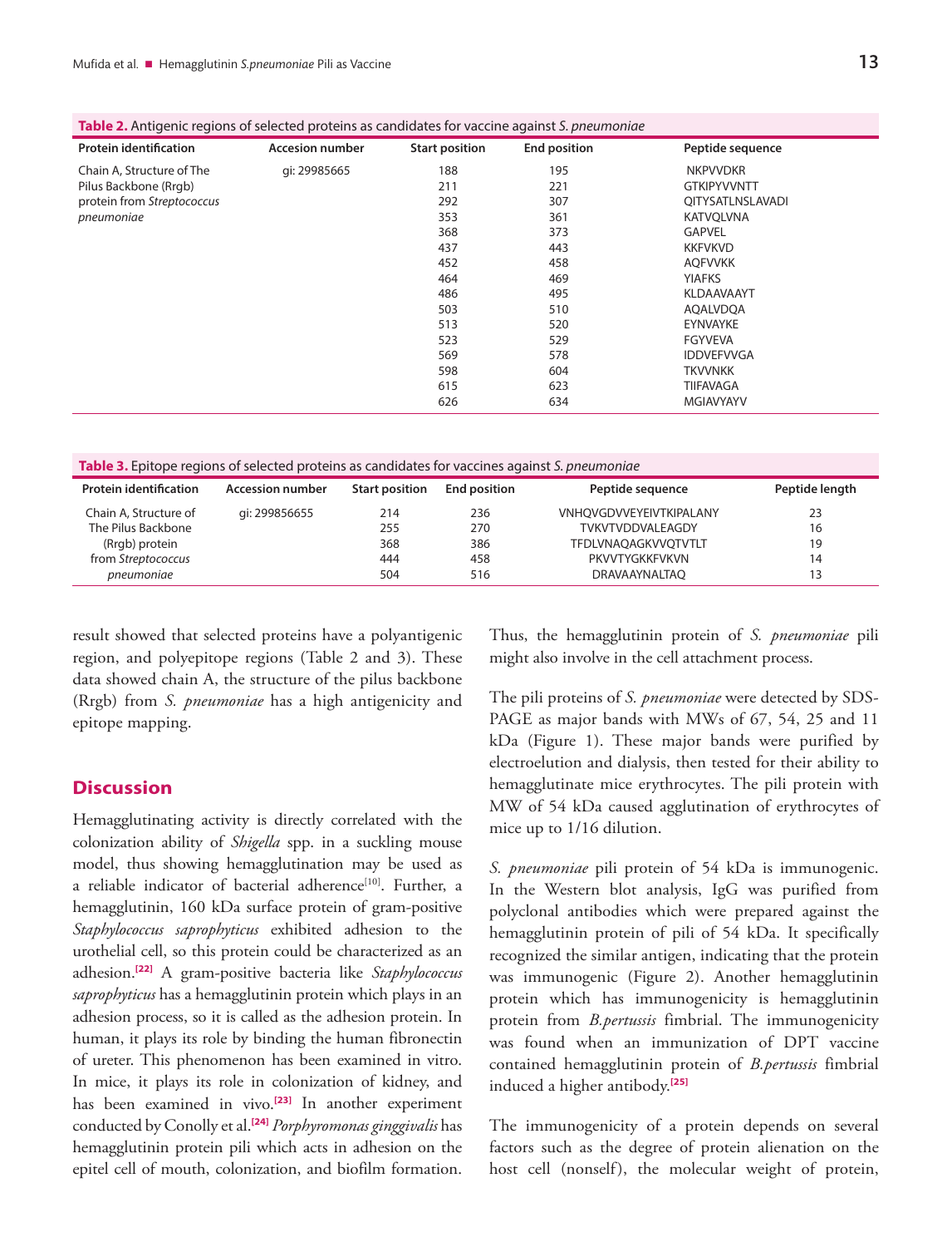**Table 2.** Antigenic regions of selected proteins as candidates for vaccine against *S. pneumoniae*

| Protein identification | Accesion number | Start position | End position | Peptide sequence |
|---|---|---|---|---|
| Chain A, Structure of The Pilus Backbone (Rrgb) protein from *Streptococcus pneumoniae* | gi: 29985665 | 188 | 195 | NKPVVDKR |
| | | 211 | 221 | GTKIPYVVNTT |
| | | 292 | 307 | QITYSATLNSLAVADI |
| | | 353 | 361 | KATVQLVNA |
| | | 368 | 373 | GAPVEL |
| | | 437 | 443 | KKFVKVD |
| | | 452 | 458 | AQFVVKK |
| | | 464 | 469 | YIAFKS |
| | | 486 | 495 | KLDAAVAAYT |
| | | 503 | 510 | AQALVDQA |
| | | 513 | 520 | EYNVAYKE |
| | | 523 | 529 | FGYVEVA |
| | | 569 | 578 | IDDVEFVVGA |
| | | 598 | 604 | TKVVNKK |
| | | 615 | 623 | TIIFAVAGA |
| | | 626 | 634 | MGIAVYAYV |

**Table 3.** Epitope regions of selected proteins as candidates for vaccines against *S. pneumoniae*

| Protein identification | Accession number | Start position | End position | Peptide sequence | Peptide length |
|---|---|---|---|---|---|
| Chain A, Structure of The Pilus Backbone (Rrgb) protein from *Streptococcus pneumoniae* | gi: 299856655 | 214 | 236 | VNHQVGDVVEYEIVTKIPALANY | 23 |
| | | 255 | 270 | TVKVTVDDVALEAGDY | 16 |
| | | 368 | 386 | TFDLVNAQAGKVVQTVTLT | 19 |
| | | 444 | 458 | PKVVTYGKKFVKVN | 14 |
| | | 504 | 516 | DRAVAAYNALTAQ | 13 |

result showed that selected proteins have a polyantigenic region, and polyepitope regions (Table 2 and 3). These data showed chain A, the structure of the pilus backbone (Rrgb) from *S. pneumoniae* has a high antigenicity and epitope mapping.

## Discussion

Hemagglutinating activity is directly correlated with the colonization ability of *Shigella* spp. in a suckling mouse model, thus showing hemagglutination may be used as a reliable indicator of bacterial adherence[10]. Further, a hemagglutinin, 160 kDa surface protein of gram-positive *Staphylococcus saprophyticus* exhibited adhesion to the urothelial cell, so this protein could be characterized as an adhesion.[22] A gram-positive bacteria like *Staphylococcus saprophyticus* has a hemagglutinin protein which plays in an adhesion process, so it is called as the adhesion protein. In human, it plays its role by binding the human fibronectin of ureter. This phenomenon has been examined in vitro. In mice, it plays its role in colonization of kidney, and has been examined in vivo.[23] In another experiment conducted by Conolly et al.[24] *Porphyromonas ginggivalis* has hemagglutinin protein pili which acts in adhesion on the epitel cell of mouth, colonization, and biofilm formation. Thus, the hemagglutinin protein of *S. pneumoniae* pili might also involve in the cell attachment process.

The pili proteins of *S. pneumoniae* were detected by SDS-PAGE as major bands with MWs of 67, 54, 25 and 11 kDa (Figure 1). These major bands were purified by electroelution and dialysis, then tested for their ability to hemagglutinate mice erythrocytes. The pili protein with MW of 54 kDa caused agglutination of erythrocytes of mice up to 1/16 dilution.

*S. pneumoniae* pili protein of 54 kDa is immunogenic. In the Western blot analysis, IgG was purified from polyclonal antibodies which were prepared against the hemagglutinin protein of pili of 54 kDa. It specifically recognized the similar antigen, indicating that the protein was immunogenic (Figure 2). Another hemagglutinin protein which has immunogenicity is hemagglutinin protein from *B.pertussis* fimbrial. The immunogenicity was found when an immunization of DPT vaccine contained hemagglutinin protein of *B.pertussis* fimbrial induced a higher antibody.[25]

The immunogenicity of a protein depends on several factors such as the degree of protein alienation on the host cell (nonself), the molecular weight of protein,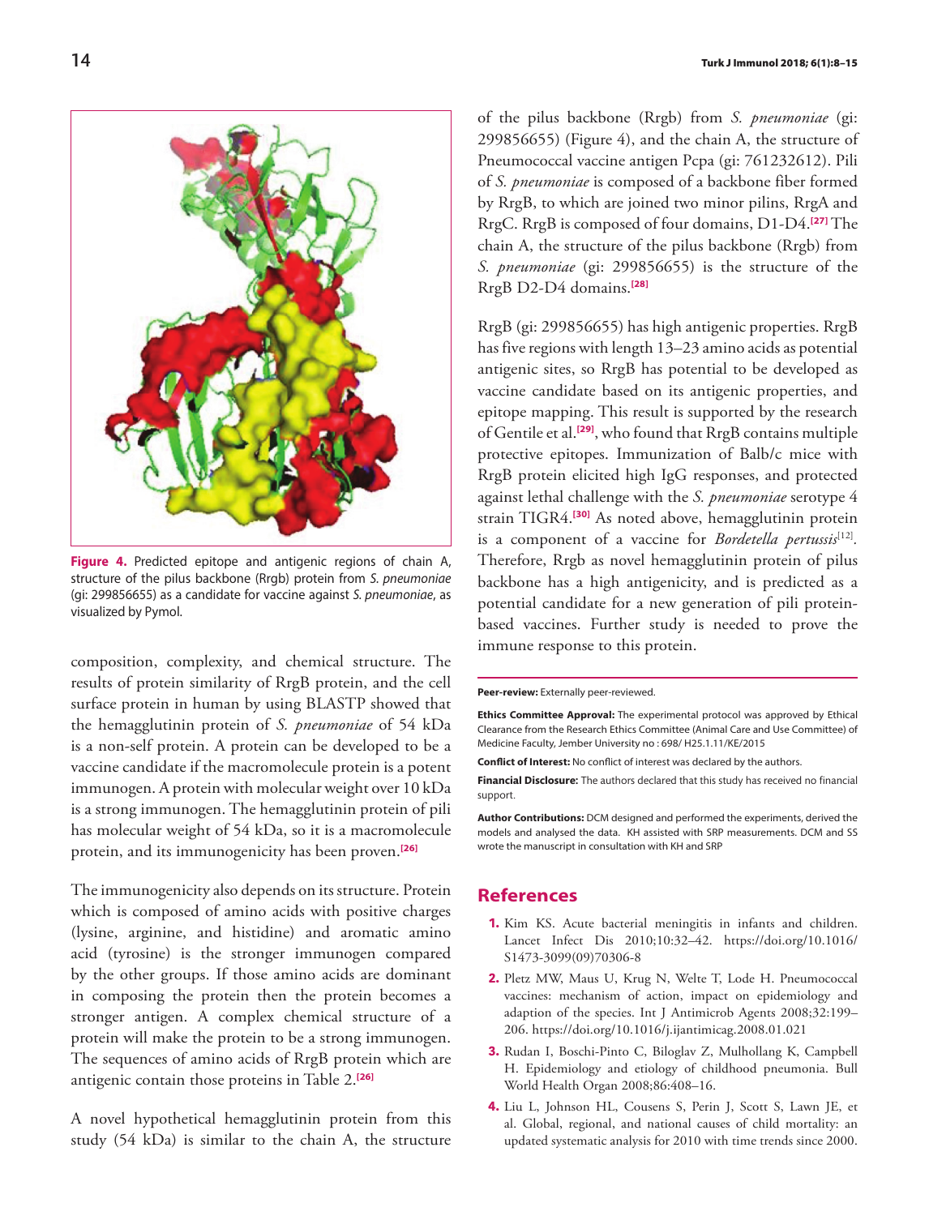**Figure 4.** Predicted epitope and antigenic regions of chain A, structure of the pilus backbone (Rrgb) protein from *S. pneumoniae* (gi: 299856655) as a candidate for vaccine against *S. pneumoniae*, as visualized by Pymol.

composition, complexity, and chemical structure. The results of protein similarity of RrgB protein, and the cell surface protein in human by using BLASTP showed that the hemagglutinin protein of *S. pneumoniae* of 54 kDa is a non-self protein. A protein can be developed to be a vaccine candidate if the macromolecule protein is a potent immunogen. A protein with molecular weight over 10 kDa is a strong immunogen. The hemagglutinin protein of pili has molecular weight of 54 kDa, so it is a macromolecule protein, and its immunogenicity has been proven.[26]

The immunogenicity also depends on its structure. Protein which is composed of amino acids with positive charges (lysine, arginine, and histidine) and aromatic amino acid (tyrosine) is the stronger immunogen compared by the other groups. If those amino acids are dominant in composing the protein then the protein becomes a stronger antigen. A complex chemical structure of a protein will make the protein to be a strong immunogen. The sequences of amino acids of RrgB protein which are antigenic contain those proteins in Table 2.[26]

A novel hypothetical hemagglutinin protein from this study (54 kDa) is similar to the chain A, the structure of the pilus backbone (Rrgb) from *S. pneumoniae* (gi: 299856655) (Figure 4), and the chain A, the structure of Pneumococcal vaccine antigen Pcpa (gi: 761232612). Pili of *S. pneumoniae* is composed of a backbone fiber formed by RrgB, to which are joined two minor pilins, RrgA and RrgC. RrgB is composed of four domains, D1-D4.[27] The chain A, the structure of the pilus backbone (Rrgb) from *S. pneumoniae* (gi: 299856655) is the structure of the RrgB D2-D4 domains.[28]

RrgB (gi: 299856655) has high antigenic properties. RrgB has five regions with length 13–23 amino acids as potential antigenic sites, so RrgB has potential to be developed as vaccine candidate based on its antigenic properties, and epitope mapping. This result is supported by the research of Gentile et al.[29], who found that RrgB contains multiple protective epitopes. Immunization of Balb/c mice with RrgB protein elicited high IgG responses, and protected against lethal challenge with the *S. pneumoniae* serotype 4 strain TIGR4.[30] As noted above, hemagglutinin protein is a component of a vaccine for *Bordetella pertussis*[12]. Therefore, Rrgb as novel hemagglutinin protein of pilus backbone has a high antigenicity, and is predicted as a potential candidate for a new generation of pili protein-based vaccines. Further study is needed to prove the immune response to this protein.

**Peer-review:** Externally peer-reviewed.

**Ethics Committee Approval:** The experimental protocol was approved by Ethical Clearance from the Research Ethics Committee (Animal Care and Use Committee) of Medicine Faculty, Jember University no : 698/ H25.1.11/KE/2015

**Conflict of Interest:** No conflict of interest was declared by the authors.

**Financial Disclosure:** The authors declared that this study has received no financial support.

**Author Contributions:** DCM designed and performed the experiments, derived the models and analysed the data. KH assisted with SRP measurements. DCM and SS wrote the manuscript in consultation with KH and SRP

## References

1. Kim KS. Acute bacterial meningitis in infants and children. Lancet Infect Dis 2010;10:32–42. https://doi.org/10.1016/S1473-3099(09)70306-8
2. Pletz MW, Maus U, Krug N, Welte T, Lode H. Pneumococcal vaccines: mechanism of action, impact on epidemiology and adaption of the species. Int J Antimicrob Agents 2008;32:199–206. https://doi.org/10.1016/j.ijantimicag.2008.01.021
3. Rudan I, Boschi-Pinto C, Biloglav Z, Mulhollang K, Campbell H. Epidemiology and etiology of childhood pneumonia. Bull World Health Organ 2008;86:408–16.
4. Liu L, Johnson HL, Cousens S, Perin J, Scott S, Lawn JE, et al. Global, regional, and national causes of child mortality: an updated systematic analysis for 2010 with time trends since 2000.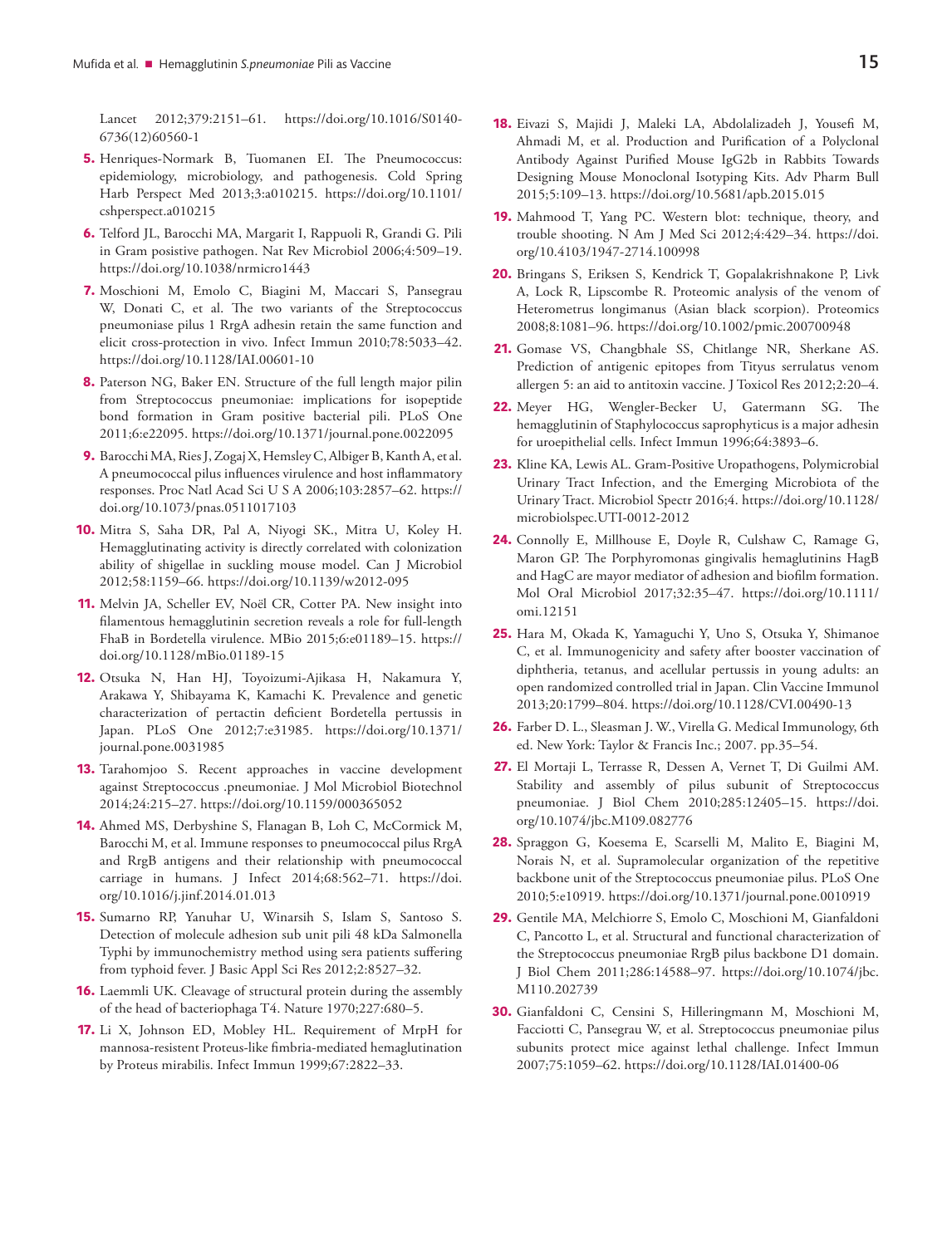Lancet 2012;379:2151–61. https://doi.org/10.1016/S0140-6736(12)60560-1

5. Henriques-Normark B, Tuomanen EI. The Pneumococcus: epidemiology, microbiology, and pathogenesis. Cold Spring Harb Perspect Med 2013;3:a010215. https://doi.org/10.1101/cshperspect.a010215
6. Telford JL, Barocchi MA, Margarit I, Rappuoli R, Grandi G. Pili in Gram posistive pathogen. Nat Rev Microbiol 2006;4:509–19. https://doi.org/10.1038/nrmicro1443
7. Moschioni M, Emolo C, Biagini M, Maccari S, Pansegrau W, Donati C, et al. The two variants of the Streptococcus pneumoniase pilus 1 RrgA adhesin retain the same function and elicit cross-protection in vivo. Infect Immun 2010;78:5033–42. https://doi.org/10.1128/IAI.00601-10
8. Paterson NG, Baker EN. Structure of the full length major pilin from Streptococcus pneumoniae: implications for isopeptide bond formation in Gram positive bacterial pili. PLoS One 2011;6:e22095. https://doi.org/10.1371/journal.pone.0022095
9. Barocchi MA, Ries J, Zogaj X, Hemsley C, Albiger B, Kanth A, et al. A pneumococcal pilus influences virulence and host inflammatory responses. Proc Natl Acad Sci U S A 2006;103:2857–62. https://doi.org/10.1073/pnas.0511017103
10. Mitra S, Saha DR, Pal A, Niyogi SK., Mitra U, Koley H. Hemagglutinating activity is directly correlated with colonization ability of shigellae in suckling mouse model. Can J Microbiol 2012;58:1159–66. https://doi.org/10.1139/w2012-095
11. Melvin JA, Scheller EV, Noël CR, Cotter PA. New insight into filamentous hemagglutinin secretion reveals a role for full-length FhaB in Bordetella virulence. MBio 2015;6:e01189–15. https://doi.org/10.1128/mBio.01189-15
12. Otsuka N, Han HJ, Toyoizumi-Ajikasa H, Nakamura Y, Arakawa Y, Shibayama K, Kamachi K. Prevalence and genetic characterization of pertactin deficient Bordetella pertussis in Japan. PLoS One 2012;7:e31985. https://doi.org/10.1371/journal.pone.0031985
13. Tarahomjoo S. Recent approaches in vaccine development against Streptococcus .pneumoniae. J Mol Microbiol Biotechnol 2014;24:215–27. https://doi.org/10.1159/000365052
14. Ahmed MS, Derbyshine S, Flanagan B, Loh C, McCormick M, Barocchi M, et al. Immune responses to pneumococcal pilus RrgA and RrgB antigens and their relationship with pneumococcal carriage in humans. J Infect 2014;68:562–71. https://doi.org/10.1016/j.jinf.2014.01.013
15. Sumarno RP, Yanuhar U, Winarsih S, Islam S, Santoso S. Detection of molecule adhesion sub unit pili 48 kDa Salmonella Typhi by immunochemistry method using sera patients suffering from typhoid fever. J Basic Appl Sci Res 2012;2:8527–32.
16. Laemmli UK. Cleavage of structural protein during the assembly of the head of bacteriophaga T4. Nature 1970;227:680–5.
17. Li X, Johnson ED, Mobley HL. Requirement of MrpH for mannosa-resistent Proteus-like fimbria-mediated hemaglutination by Proteus mirabilis. Infect Immun 1999;67:2822–33.
18. Eivazi S, Majidi J, Maleki LA, Abdolalizadeh J, Yousefi M, Ahmadi M, et al. Production and Purification of a Polyclonal Antibody Against Purified Mouse IgG2b in Rabbits Towards Designing Mouse Monoclonal Isotyping Kits. Adv Pharm Bull 2015;5:109–13. https://doi.org/10.5681/apb.2015.015
19. Mahmood T, Yang PC. Western blot: technique, theory, and trouble shooting. N Am J Med Sci 2012;4:429–34. https://doi.org/10.4103/1947-2714.100998
20. Bringans S, Eriksen S, Kendrick T, Gopalakrishnakone P, Livk A, Lock R, Lipscombe R. Proteomic analysis of the venom of Heterometrus longimanus (Asian black scorpion). Proteomics 2008;8:1081–96. https://doi.org/10.1002/pmic.200700948
21. Gomase VS, Changbhale SS, Chitlange NR, Sherkane AS. Prediction of antigenic epitopes from Tityus serrulatus venom allergen 5: an aid to antitoxin vaccine. J Toxicol Res 2012;2:20–4.
22. Meyer HG, Wengler-Becker U, Gatermann SG. The hemagglutinin of Staphylococcus saprophyticus is a major adhesin for uroepithelial cells. Infect Immun 1996;64:3893–6.
23. Kline KA, Lewis AL. Gram-Positive Uropathogens, Polymicrobial Urinary Tract Infection, and the Emerging Microbiota of the Urinary Tract. Microbiol Spectr 2016;4. https://doi.org/10.1128/microbiolspec.UTI-0012-2012
24. Connolly E, Millhouse E, Doyle R, Culshaw C, Ramage G, Maron GP. The Porphyromonas gingivalis hemaglutinins HagB and HagC are mayor mediator of adhesion and biofilm formation. Mol Oral Microbiol 2017;32:35–47. https://doi.org/10.1111/omi.12151
25. Hara M, Okada K, Yamaguchi Y, Uno S, Otsuka Y, Shimanoe C, et al. Immunogenicity and safety after booster vaccination of diphtheria, tetanus, and acellular pertussis in young adults: an open randomized controlled trial in Japan. Clin Vaccine Immunol 2013;20:1799–804. https://doi.org/10.1128/CVI.00490-13
26. Farber D. L., Sleasman J. W., Virella G. Medical Immunology, 6th ed. New York: Taylor & Francis Inc.; 2007. pp.35–54.
27. El Mortaji L, Terrasse R, Dessen A, Vernet T, Di Guilmi AM. Stability and assembly of pilus subunit of Streptococcus pneumoniae. J Biol Chem 2010;285:12405–15. https://doi.org/10.1074/jbc.M109.082776
28. Spraggon G, Koesema E, Scarselli M, Malito E, Biagini M, Norais N, et al. Supramolecular organization of the repetitive backbone unit of the Streptococcus pneumoniae pilus. PLoS One 2010;5:e10919. https://doi.org/10.1371/journal.pone.0010919
29. Gentile MA, Melchiorre S, Emolo C, Moschioni M, Gianfaldoni C, Pancotto L, et al. Structural and functional characterization of the Streptococcus pneumoniae RrgB pilus backbone D1 domain. J Biol Chem 2011;286:14588–97. https://doi.org/10.1074/jbc.M110.202739
30. Gianfaldoni C, Censini S, Hilleringmann M, Moschioni M, Facciotti C, Pansegrau W, et al. Streptococcus pneumoniae pilus subunits protect mice against lethal challenge. Infect Immun 2007;75:1059–62. https://doi.org/10.1128/IAI.01400-06